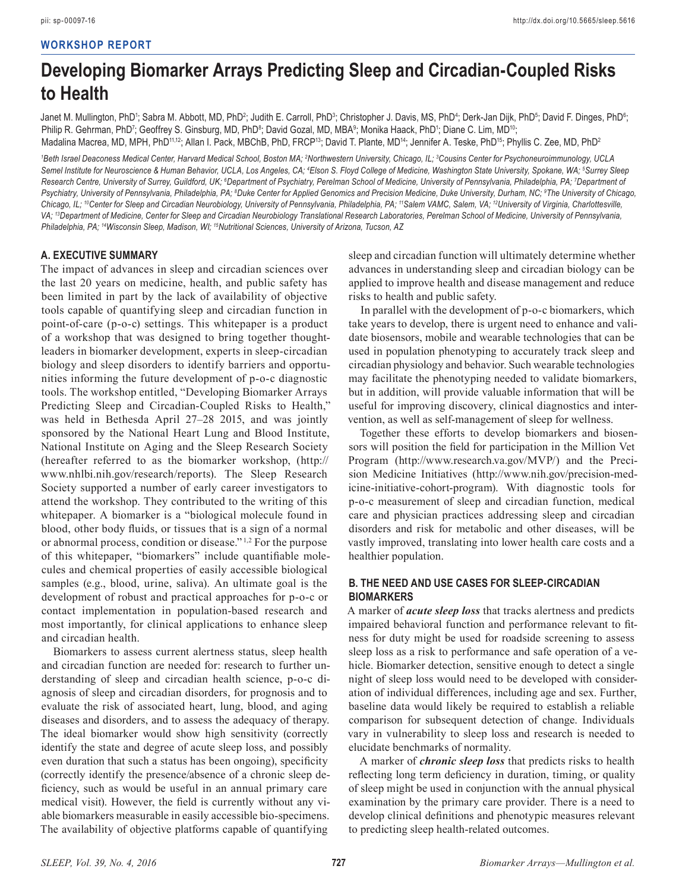WORKSHOP REPORT

# Developing Biomarker Arrays Predicting Sleep and Circadian-Coupled Risks to Health

Janet M. Mullington, PhD[1]; Sabra M. Abbott, MD, PhD[2]; Judith E. Carroll, PhD[3]; Christopher J. Davis, MS, PhD[4]; Derk-Jan Dijk, PhD[5]; David F. Dinges, PhD[6]; Philip R. Gehrman, PhD[7]; Geoffrey S. Ginsburg, MD, PhD[8]; David Gozal, MD, MBA[9]; Monika Haack, PhD[1]; Diane C. Lim, MD[10]; Madalina Macrea, MD, MPH, PhD[11,12]; Allan I. Pack, MBChB, PhD, FRCP[13]; David T. Plante, MD[14]; Jennifer A. Teske, PhD[15]; Phyllis C. Zee, MD, PhD[2]

[1]Beth Israel Deaconess Medical Center, Harvard Medical School, Boston MA; [2]Northwestern University, Chicago, IL; [3]Cousins Center for Psychoneuroimmunology, UCLA Semel Institute for Neuroscience & Human Behavior, UCLA, Los Angeles, CA; [4]Elson S. Floyd College of Medicine, Washington State University, Spokane, WA; [5]Surrey Sleep Research Centre, University of Surrey, Guildford, UK; [6]Department of Psychiatry, Perelman School of Medicine, University of Pennsylvania, Philadelphia, PA; [7]Department of Psychiatry, University of Pennsylvania, Philadelphia, PA; [8]Duke Center for Applied Genomics and Precision Medicine, Duke University, Durham, NC; [9]The University of Chicago, Chicago, IL; [10]Center for Sleep and Circadian Neurobiology, University of Pennsylvania, Philadelphia, PA; [11]Salem VAMC, Salem, VA; [12]University of Virginia, Charlottesville, VA; [13]Department of Medicine, Center for Sleep and Circadian Neurobiology Translational Research Laboratories, Perelman School of Medicine, University of Pennsylvania, Philadelphia, PA; [14]Wisconsin Sleep, Madison, WI; [15]Nutritional Sciences, University of Arizona, Tucson, AZ

## A. EXECUTIVE SUMMARY

The impact of advances in sleep and circadian sciences over the last 20 years on medicine, health, and public safety has been limited in part by the lack of availability of objective tools capable of quantifying sleep and circadian function in point-of-care (p-o-c) settings. This whitepaper is a product of a workshop that was designed to bring together thought-leaders in biomarker development, experts in sleep-circadian biology and sleep disorders to identify barriers and opportunities informing the future development of p-o-c diagnostic tools. The workshop entitled, "Developing Biomarker Arrays Predicting Sleep and Circadian-Coupled Risks to Health," was held in Bethesda April 27–28 2015, and was jointly sponsored by the National Heart Lung and Blood Institute, National Institute on Aging and the Sleep Research Society (hereafter referred to as the biomarker workshop, (http://www.nhlbi.nih.gov/research/reports). The Sleep Research Society supported a number of early career investigators to attend the workshop. They contributed to the writing of this whitepaper. A biomarker is a "biological molecule found in blood, other body fluids, or tissues that is a sign of a normal or abnormal process, condition or disease."[1,2] For the purpose of this whitepaper, "biomarkers" include quantifiable molecules and chemical properties of easily accessible biological samples (e.g., blood, urine, saliva). An ultimate goal is the development of robust and practical approaches for p-o-c or contact implementation in population-based research and most importantly, for clinical applications to enhance sleep and circadian health.

Biomarkers to assess current alertness status, sleep health and circadian function are needed for: research to further understanding of sleep and circadian health science, p-o-c diagnosis of sleep and circadian disorders, for prognosis and to evaluate the risk of associated heart, lung, blood, and aging diseases and disorders, and to assess the adequacy of therapy. The ideal biomarker would show high sensitivity (correctly identify the state and degree of acute sleep loss, and possibly even duration that such a status has been ongoing), specificity (correctly identify the presence/absence of a chronic sleep deficiency, such as would be useful in an annual primary care medical visit). However, the field is currently without any viable biomarkers measurable in easily accessible bio-specimens. The availability of objective platforms capable of quantifying sleep and circadian function will ultimately determine whether advances in understanding sleep and circadian biology can be applied to improve health and disease management and reduce risks to health and public safety.

In parallel with the development of p-o-c biomarkers, which take years to develop, there is urgent need to enhance and validate biosensors, mobile and wearable technologies that can be used in population phenotyping to accurately track sleep and circadian physiology and behavior. Such wearable technologies may facilitate the phenotyping needed to validate biomarkers, but in addition, will provide valuable information that will be useful for improving discovery, clinical diagnostics and intervention, as well as self-management of sleep for wellness.

Together these efforts to develop biomarkers and biosensors will position the field for participation in the Million Vet Program (http://www.research.va.gov/MVP/) and the Precision Medicine Initiatives (http://www.nih.gov/precision-medicine-initiative-cohort-program). With diagnostic tools for p-o-c measurement of sleep and circadian function, medical care and physician practices addressing sleep and circadian disorders and risk for metabolic and other diseases, will be vastly improved, translating into lower health care costs and a healthier population.

## B. THE NEED AND USE CASES FOR SLEEP-CIRCADIAN BIOMARKERS

A marker of ***acute sleep loss*** that tracks alertness and predicts impaired behavioral function and performance relevant to fitness for duty might be used for roadside screening to assess sleep loss as a risk to performance and safe operation of a vehicle. Biomarker detection, sensitive enough to detect a single night of sleep loss would need to be developed with consideration of individual differences, including age and sex. Further, baseline data would likely be required to establish a reliable comparison for subsequent detection of change. Individuals vary in vulnerability to sleep loss and research is needed to elucidate benchmarks of normality.

A marker of ***chronic sleep loss*** that predicts risks to health reflecting long term deficiency in duration, timing, or quality of sleep might be used in conjunction with the annual physical examination by the primary care provider. There is a need to develop clinical definitions and phenotypic measures relevant to predicting sleep health-related outcomes.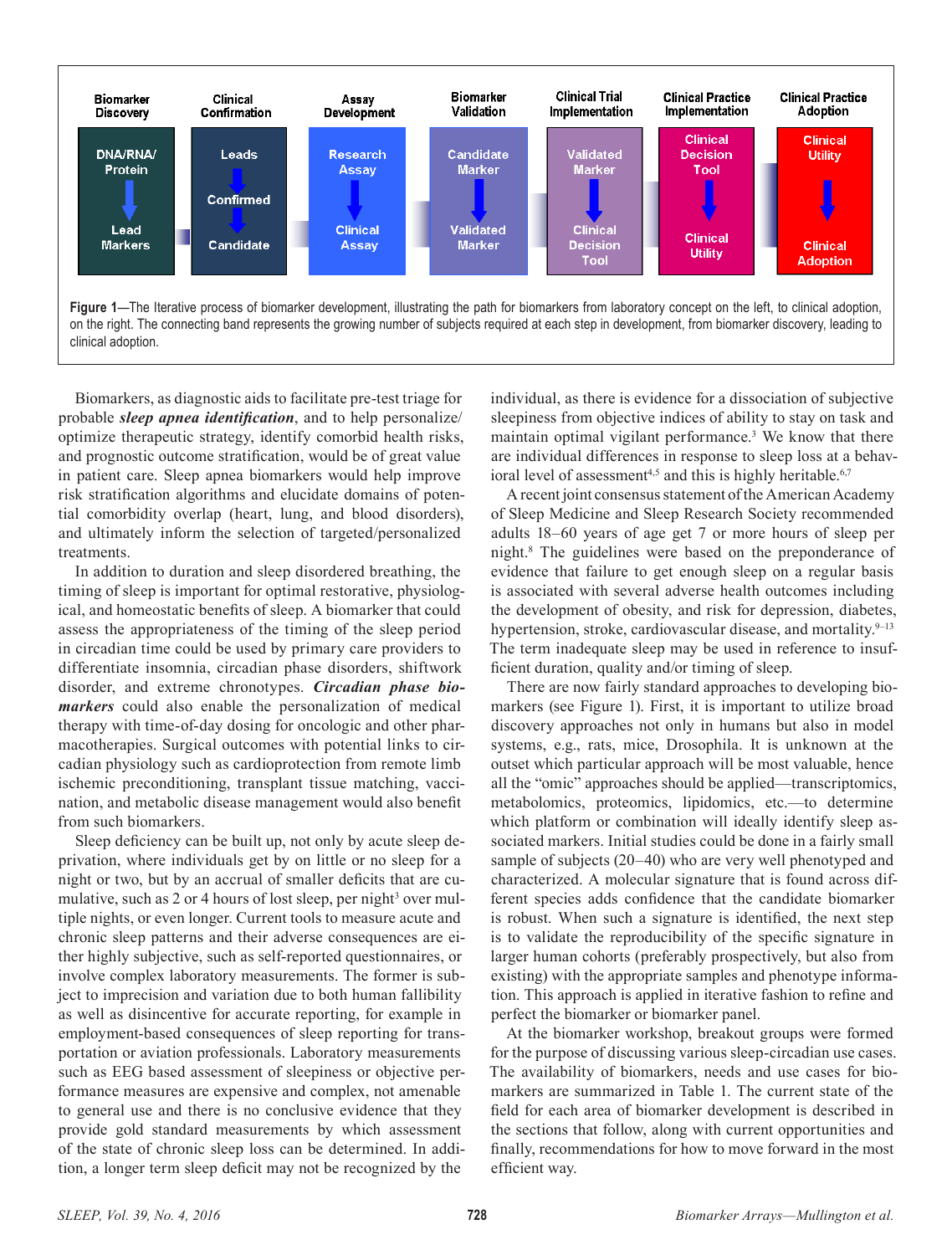Biomarker Discovery
DNA/RNA/ Protein
Lead Markers

Clinical Confirmation
Leads
Confirmed
Candidate

Assay Development
Research Assay
Clinical Assay

Biomarker Validation
Candidate Marker
Validated Marker

Clinical Trial Implementation
Validated Marker
Clinical Decision Tool

Clinical Practice Implementation
Clinical Decision Tool
Clinical Utility

Clinical Practice Adoption
Clinical Utility
Clinical Adoption

**Figure 1**—The Iterative process of biomarker development, illustrating the path for biomarkers from laboratory concept on the left, to clinical adoption, on the right. The connecting band represents the growing number of subjects required at each step in development, from biomarker discovery, leading to clinical adoption.

Biomarkers, as diagnostic aids to facilitate pre-test triage for probable ***sleep apnea identification***, and to help personalize/optimize therapeutic strategy, identify comorbid health risks, and prognostic outcome stratification, would be of great value in patient care. Sleep apnea biomarkers would help improve risk stratification algorithms and elucidate domains of potential comorbidity overlap (heart, lung, and blood disorders), and ultimately inform the selection of targeted/personalized treatments.

In addition to duration and sleep disordered breathing, the timing of sleep is important for optimal restorative, physiological, and homeostatic benefits of sleep. A biomarker that could assess the appropriateness of the timing of the sleep period in circadian time could be used by primary care providers to differentiate insomnia, circadian phase disorders, shiftwork disorder, and extreme chronotypes. ***Circadian phase biomarkers*** could also enable the personalization of medical therapy with time-of-day dosing for oncologic and other pharmacotherapies. Surgical outcomes with potential links to circadian physiology such as cardioprotection from remote limb ischemic preconditioning, transplant tissue matching, vaccination, and metabolic disease management would also benefit from such biomarkers.

Sleep deficiency can be built up, not only by acute sleep deprivation, where individuals get by on little or no sleep for a night or two, but by an accrual of smaller deficits that are cumulative, such as 2 or 4 hours of lost sleep, per night[3] over multiple nights, or even longer. Current tools to measure acute and chronic sleep patterns and their adverse consequences are either highly subjective, such as self-reported questionnaires, or involve complex laboratory measurements. The former is subject to imprecision and variation due to both human fallibility as well as disincentive for accurate reporting, for example in employment-based consequences of sleep reporting for transportation or aviation professionals. Laboratory measurements such as EEG based assessment of sleepiness or objective performance measures are expensive and complex, not amenable to general use and there is no conclusive evidence that they provide gold standard measurements by which assessment of the state of chronic sleep loss can be determined. In addition, a longer term sleep deficit may not be recognized by the individual, as there is evidence for a dissociation of subjective sleepiness from objective indices of ability to stay on task and maintain optimal vigilant performance.[3] We know that there are individual differences in response to sleep loss at a behavioral level of assessment[4,5] and this is highly heritable.[6,7]

A recent joint consensus statement of the American Academy of Sleep Medicine and Sleep Research Society recommended adults 18–60 years of age get 7 or more hours of sleep per night.[8] The guidelines were based on the preponderance of evidence that failure to get enough sleep on a regular basis is associated with several adverse health outcomes including the development of obesity, and risk for depression, diabetes, hypertension, stroke, cardiovascular disease, and mortality.[9–13] The term inadequate sleep may be used in reference to insufficient duration, quality and/or timing of sleep.

There are now fairly standard approaches to developing biomarkers (see Figure 1). First, it is important to utilize broad discovery approaches not only in humans but also in model systems, e.g., rats, mice, Drosophila. It is unknown at the outset which particular approach will be most valuable, hence all the "omic" approaches should be applied—transcriptomics, metabolomics, proteomics, lipidomics, etc.—to determine which platform or combination will ideally identify sleep associated markers. Initial studies could be done in a fairly small sample of subjects (20–40) who are very well phenotyped and characterized. A molecular signature that is found across different species adds confidence that the candidate biomarker is robust. When such a signature is identified, the next step is to validate the reproducibility of the specific signature in larger human cohorts (preferably prospectively, but also from existing) with the appropriate samples and phenotype information. This approach is applied in iterative fashion to refine and perfect the biomarker or biomarker panel.

At the biomarker workshop, breakout groups were formed for the purpose of discussing various sleep-circadian use cases. The availability of biomarkers, needs and use cases for biomarkers are summarized in Table 1. The current state of the field for each area of biomarker development is described in the sections that follow, along with current opportunities and finally, recommendations for how to move forward in the most efficient way.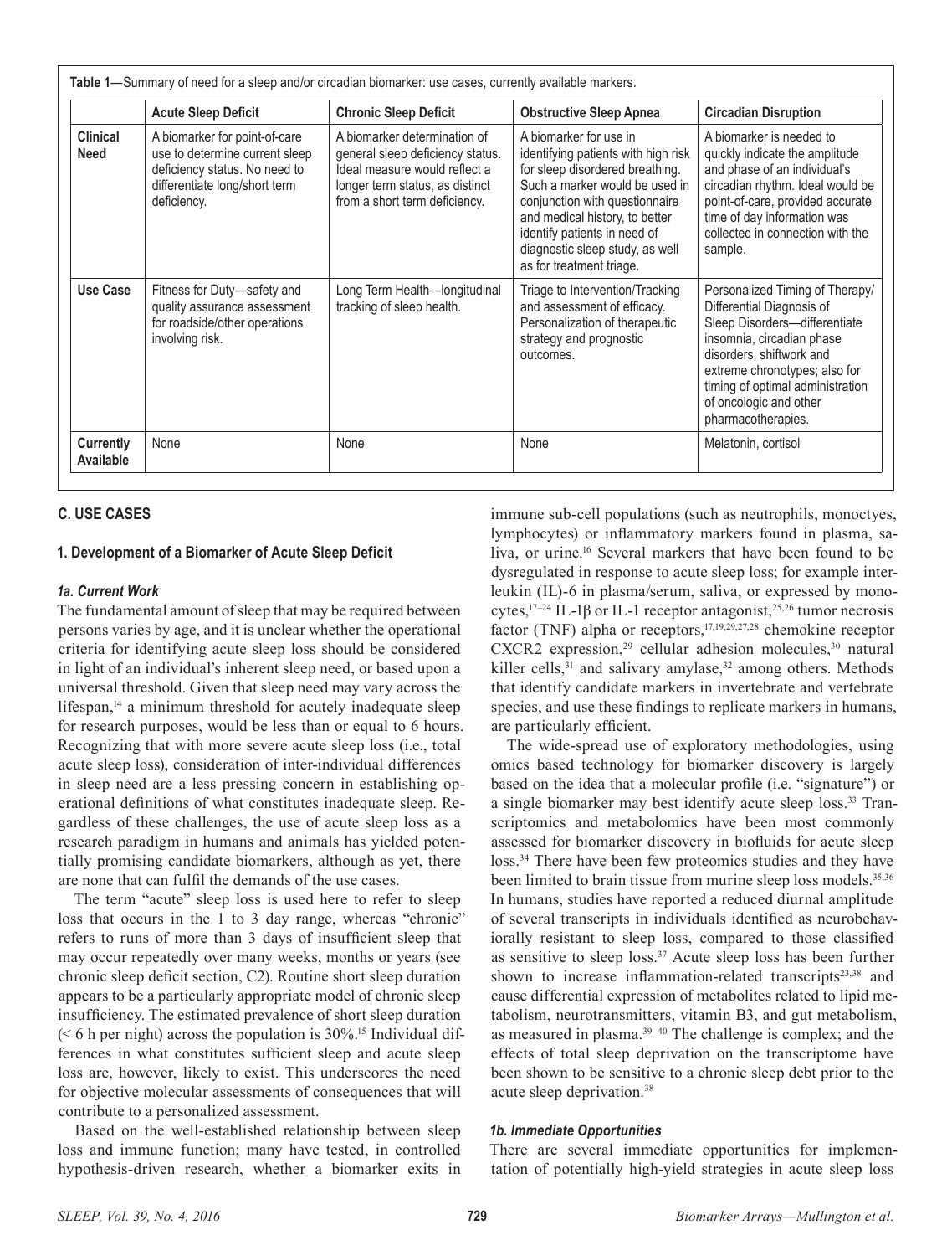**Table 1**—Summary of need for a sleep and/or circadian biomarker: use cases, currently available markers.

| | Acute Sleep Deficit | Chronic Sleep Deficit | Obstructive Sleep Apnea | Circadian Disruption |
|---|---|---|---|---|
| **Clinical Need** | A biomarker for point-of-care use to determine current sleep deficiency status. No need to differentiate long/short term deficiency. | A biomarker determination of general sleep deficiency status. Ideal measure would reflect a longer term status, as distinct from a short term deficiency. | A biomarker for use in identifying patients with high risk for sleep disordered breathing. Such a marker would be used in conjunction with questionnaire and medical history, to better identify patients in need of diagnostic sleep study, as well as for treatment triage. | A biomarker is needed to quickly indicate the amplitude and phase of an individual's circadian rhythm. Ideal would be point-of-care, provided accurate time of day information was collected in connection with the sample. |
| **Use Case** | Fitness for Duty—safety and quality assurance assessment for roadside/other operations involving risk. | Long Term Health—longitudinal tracking of sleep health. | Triage to Intervention/Tracking and assessment of efficacy. Personalization of therapeutic strategy and prognostic outcomes. | Personalized Timing of Therapy/Differential Diagnosis of Sleep Disorders—differentiate insomnia, circadian phase disorders, shiftwork and extreme chronotypes; also for timing of optimal administration of oncologic and other pharmacotherapies. |
| **Currently Available** | None | None | None | Melatonin, cortisol |

## C. USE CASES

### 1. Development of a Biomarker of Acute Sleep Deficit

#### *1a. Current Work*

The fundamental amount of sleep that may be required between persons varies by age, and it is unclear whether the operational criteria for identifying acute sleep loss should be considered in light of an individual's inherent sleep need, or based upon a universal threshold. Given that sleep need may vary across the lifespan,[14] a minimum threshold for acutely inadequate sleep for research purposes, would be less than or equal to 6 hours. Recognizing that with more severe acute sleep loss (i.e., total acute sleep loss), consideration of inter-individual differences in sleep need are a less pressing concern in establishing operational definitions of what constitutes inadequate sleep. Regardless of these challenges, the use of acute sleep loss as a research paradigm in humans and animals has yielded potentially promising candidate biomarkers, although as yet, there are none that can fulfil the demands of the use cases.

The term "acute" sleep loss is used here to refer to sleep loss that occurs in the 1 to 3 day range, whereas "chronic" refers to runs of more than 3 days of insufficient sleep that may occur repeatedly over many weeks, months or years (see chronic sleep deficit section, C2). Routine short sleep duration appears to be a particularly appropriate model of chronic sleep insufficiency. The estimated prevalence of short sleep duration (< 6 h per night) across the population is 30%.[15] Individual differences in what constitutes sufficient sleep and acute sleep loss are, however, likely to exist. This underscores the need for objective molecular assessments of consequences that will contribute to a personalized assessment.

Based on the well-established relationship between sleep loss and immune function; many have tested, in controlled hypothesis-driven research, whether a biomarker exits in immune sub-cell populations (such as neutrophils, monoctyes, lymphocytes) or inflammatory markers found in plasma, saliva, or urine.[16] Several markers that have been found to be dysregulated in response to acute sleep loss; for example interleukin (IL)-6 in plasma/serum, saliva, or expressed by monocytes,[17–24] IL-1β or IL-1 receptor antagonist,[25,26] tumor necrosis factor (TNF) alpha or receptors,[17,19,29,27,28] chemokine receptor CXCR2 expression,[29] cellular adhesion molecules,[30] natural killer cells,[31] and salivary amylase,[32] among others. Methods that identify candidate markers in invertebrate and vertebrate species, and use these findings to replicate markers in humans, are particularly efficient.

The wide-spread use of exploratory methodologies, using omics based technology for biomarker discovery is largely based on the idea that a molecular profile (i.e. "signature") or a single biomarker may best identify acute sleep loss.[33] Transcriptomics and metabolomics have been most commonly assessed for biomarker discovery in biofluids for acute sleep loss.[34] There have been few proteomics studies and they have been limited to brain tissue from murine sleep loss models.[35,36] In humans, studies have reported a reduced diurnal amplitude of several transcripts in individuals identified as neurobehaviorally resistant to sleep loss, compared to those classified as sensitive to sleep loss.[37] Acute sleep loss has been further shown to increase inflammation-related transcripts[23,38] and cause differential expression of metabolites related to lipid metabolism, neurotransmitters, vitamin B3, and gut metabolism, as measured in plasma.[39–40] The challenge is complex; and the effects of total sleep deprivation on the transcriptome have been shown to be sensitive to a chronic sleep debt prior to the acute sleep deprivation.[38]

#### *1b. Immediate Opportunities*

There are several immediate opportunities for implementation of potentially high-yield strategies in acute sleep loss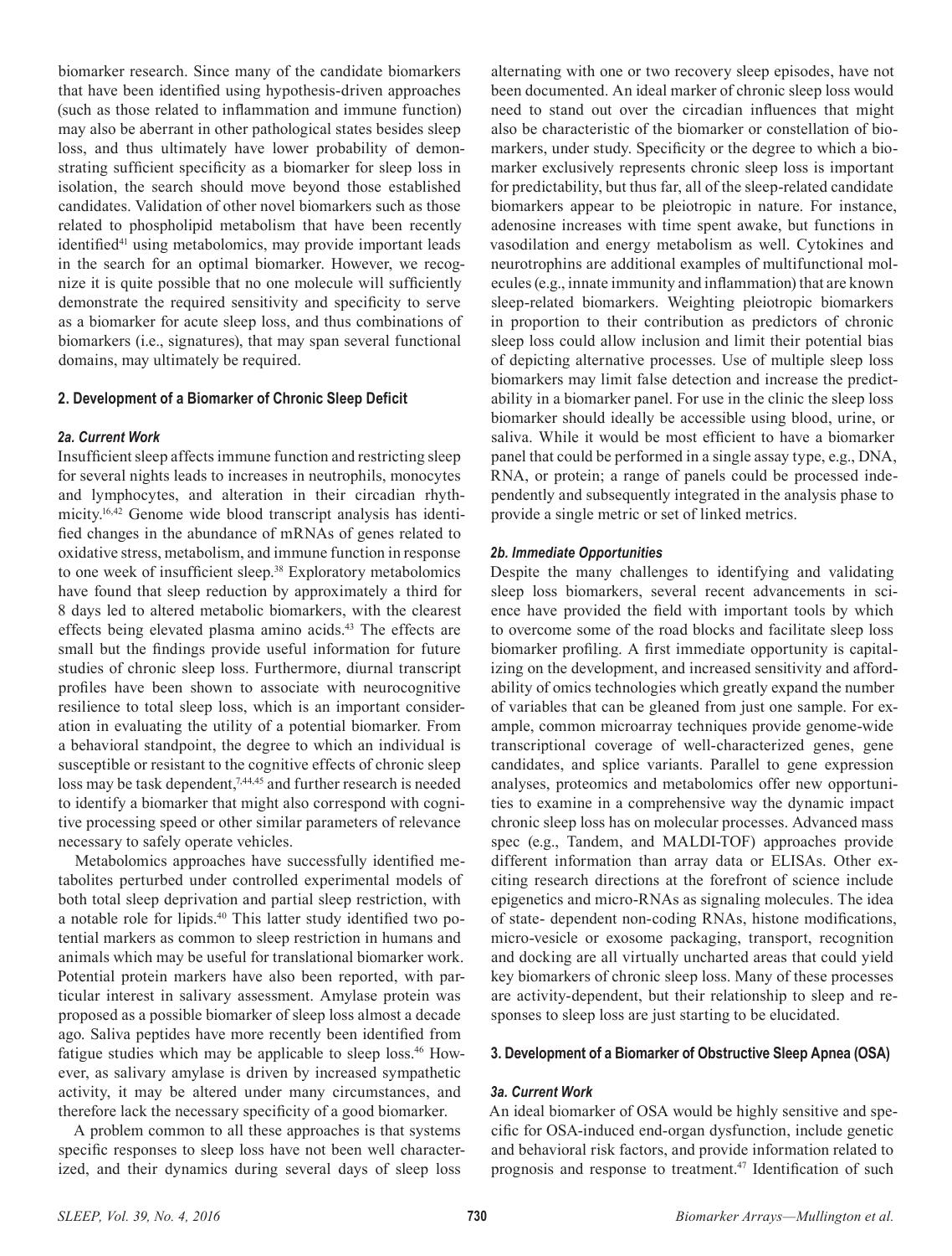biomarker research. Since many of the candidate biomarkers that have been identified using hypothesis-driven approaches (such as those related to inflammation and immune function) may also be aberrant in other pathological states besides sleep loss, and thus ultimately have lower probability of demonstrating sufficient specificity as a biomarker for sleep loss in isolation, the search should move beyond those established candidates. Validation of other novel biomarkers such as those related to phospholipid metabolism that have been recently identified[41] using metabolomics, may provide important leads in the search for an optimal biomarker. However, we recognize it is quite possible that no one molecule will sufficiently demonstrate the required sensitivity and specificity to serve as a biomarker for acute sleep loss, and thus combinations of biomarkers (i.e., signatures), that may span several functional domains, may ultimately be required.

## 2. Development of a Biomarker of Chronic Sleep Deficit

### *2a. Current Work*

Insufficient sleep affects immune function and restricting sleep for several nights leads to increases in neutrophils, monocytes and lymphocytes, and alteration in their circadian rhythmicity.[16,42] Genome wide blood transcript analysis has identified changes in the abundance of mRNAs of genes related to oxidative stress, metabolism, and immune function in response to one week of insufficient sleep.[38] Exploratory metabolomics have found that sleep reduction by approximately a third for 8 days led to altered metabolic biomarkers, with the clearest effects being elevated plasma amino acids.[43] The effects are small but the findings provide useful information for future studies of chronic sleep loss. Furthermore, diurnal transcript profiles have been shown to associate with neurocognitive resilience to total sleep loss, which is an important consideration in evaluating the utility of a potential biomarker. From a behavioral standpoint, the degree to which an individual is susceptible or resistant to the cognitive effects of chronic sleep loss may be task dependent,[7,44,45] and further research is needed to identify a biomarker that might also correspond with cognitive processing speed or other similar parameters of relevance necessary to safely operate vehicles.

Metabolomics approaches have successfully identified metabolites perturbed under controlled experimental models of both total sleep deprivation and partial sleep restriction, with a notable role for lipids.[40] This latter study identified two potential markers as common to sleep restriction in humans and animals which may be useful for translational biomarker work. Potential protein markers have also been reported, with particular interest in salivary assessment. Amylase protein was proposed as a possible biomarker of sleep loss almost a decade ago. Saliva peptides have more recently been identified from fatigue studies which may be applicable to sleep loss.[46] However, as salivary amylase is driven by increased sympathetic activity, it may be altered under many circumstances, and therefore lack the necessary specificity of a good biomarker.

A problem common to all these approaches is that systems specific responses to sleep loss have not been well characterized, and their dynamics during several days of sleep loss alternating with one or two recovery sleep episodes, have not been documented. An ideal marker of chronic sleep loss would need to stand out over the circadian influences that might also be characteristic of the biomarker or constellation of biomarkers, under study. Specificity or the degree to which a biomarker exclusively represents chronic sleep loss is important for predictability, but thus far, all of the sleep-related candidate biomarkers appear to be pleiotropic in nature. For instance, adenosine increases with time spent awake, but functions in vasodilation and energy metabolism as well. Cytokines and neurotrophins are additional examples of multifunctional molecules (e.g., innate immunity and inflammation) that are known sleep-related biomarkers. Weighting pleiotropic biomarkers in proportion to their contribution as predictors of chronic sleep loss could allow inclusion and limit their potential bias of depicting alternative processes. Use of multiple sleep loss biomarkers may limit false detection and increase the predictability in a biomarker panel. For use in the clinic the sleep loss biomarker should ideally be accessible using blood, urine, or saliva. While it would be most efficient to have a biomarker panel that could be performed in a single assay type, e.g., DNA, RNA, or protein; a range of panels could be processed independently and subsequently integrated in the analysis phase to provide a single metric or set of linked metrics.

### *2b. Immediate Opportunities*

Despite the many challenges to identifying and validating sleep loss biomarkers, several recent advancements in science have provided the field with important tools by which to overcome some of the road blocks and facilitate sleep loss biomarker profiling. A first immediate opportunity is capitalizing on the development, and increased sensitivity and affordability of omics technologies which greatly expand the number of variables that can be gleaned from just one sample. For example, common microarray techniques provide genome-wide transcriptional coverage of well-characterized genes, gene candidates, and splice variants. Parallel to gene expression analyses, proteomics and metabolomics offer new opportunities to examine in a comprehensive way the dynamic impact chronic sleep loss has on molecular processes. Advanced mass spec (e.g., Tandem, and MALDI-TOF) approaches provide different information than array data or ELISAs. Other exciting research directions at the forefront of science include epigenetics and micro-RNAs as signaling molecules. The idea of state- dependent non-coding RNAs, histone modifications, micro-vesicle or exosome packaging, transport, recognition and docking are all virtually uncharted areas that could yield key biomarkers of chronic sleep loss. Many of these processes are activity-dependent, but their relationship to sleep and responses to sleep loss are just starting to be elucidated.

## 3. Development of a Biomarker of Obstructive Sleep Apnea (OSA)

### *3a. Current Work*

An ideal biomarker of OSA would be highly sensitive and specific for OSA-induced end-organ dysfunction, include genetic and behavioral risk factors, and provide information related to prognosis and response to treatment.[47] Identification of such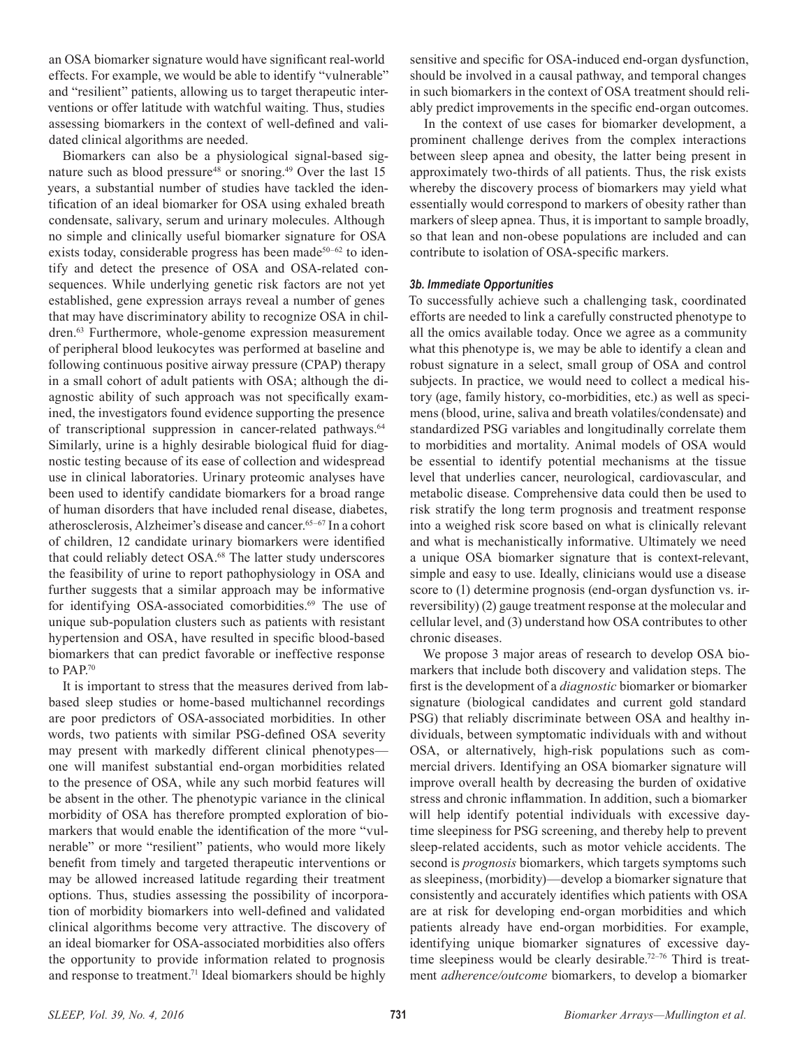an OSA biomarker signature would have significant real-world effects. For example, we would be able to identify "vulnerable" and "resilient" patients, allowing us to target therapeutic interventions or offer latitude with watchful waiting. Thus, studies assessing biomarkers in the context of well-defined and validated clinical algorithms are needed.

Biomarkers can also be a physiological signal-based signature such as blood pressure[48] or snoring.[49] Over the last 15 years, a substantial number of studies have tackled the identification of an ideal biomarker for OSA using exhaled breath condensate, salivary, serum and urinary molecules. Although no simple and clinically useful biomarker signature for OSA exists today, considerable progress has been made[50–62] to identify and detect the presence of OSA and OSA-related consequences. While underlying genetic risk factors are not yet established, gene expression arrays reveal a number of genes that may have discriminatory ability to recognize OSA in children.[63] Furthermore, whole-genome expression measurement of peripheral blood leukocytes was performed at baseline and following continuous positive airway pressure (CPAP) therapy in a small cohort of adult patients with OSA; although the diagnostic ability of such approach was not specifically examined, the investigators found evidence supporting the presence of transcriptional suppression in cancer-related pathways.[64] Similarly, urine is a highly desirable biological fluid for diagnostic testing because of its ease of collection and widespread use in clinical laboratories. Urinary proteomic analyses have been used to identify candidate biomarkers for a broad range of human disorders that have included renal disease, diabetes, atherosclerosis, Alzheimer's disease and cancer.[65–67] In a cohort of children, 12 candidate urinary biomarkers were identified that could reliably detect OSA.[68] The latter study underscores the feasibility of urine to report pathophysiology in OSA and further suggests that a similar approach may be informative for identifying OSA-associated comorbidities.[69] The use of unique sub-population clusters such as patients with resistant hypertension and OSA, have resulted in specific blood-based biomarkers that can predict favorable or ineffective response to PAP.[70]

It is important to stress that the measures derived from lab-based sleep studies or home-based multichannel recordings are poor predictors of OSA-associated morbidities. In other words, two patients with similar PSG-defined OSA severity may present with markedly different clinical phenotypes—one will manifest substantial end-organ morbidities related to the presence of OSA, while any such morbid features will be absent in the other. The phenotypic variance in the clinical morbidity of OSA has therefore prompted exploration of biomarkers that would enable the identification of the more "vulnerable" or more "resilient" patients, who would more likely benefit from timely and targeted therapeutic interventions or may be allowed increased latitude regarding their treatment options. Thus, studies assessing the possibility of incorporation of morbidity biomarkers into well-defined and validated clinical algorithms become very attractive. The discovery of an ideal biomarker for OSA-associated morbidities also offers the opportunity to provide information related to prognosis and response to treatment.[71] Ideal biomarkers should be highly sensitive and specific for OSA-induced end-organ dysfunction, should be involved in a causal pathway, and temporal changes in such biomarkers in the context of OSA treatment should reliably predict improvements in the specific end-organ outcomes.

In the context of use cases for biomarker development, a prominent challenge derives from the complex interactions between sleep apnea and obesity, the latter being present in approximately two-thirds of all patients. Thus, the risk exists whereby the discovery process of biomarkers may yield what essentially would correspond to markers of obesity rather than markers of sleep apnea. Thus, it is important to sample broadly, so that lean and non-obese populations are included and can contribute to isolation of OSA-specific markers.

#### *3b. Immediate Opportunities*

To successfully achieve such a challenging task, coordinated efforts are needed to link a carefully constructed phenotype to all the omics available today. Once we agree as a community what this phenotype is, we may be able to identify a clean and robust signature in a select, small group of OSA and control subjects. In practice, we would need to collect a medical history (age, family history, co-morbidities, etc.) as well as specimens (blood, urine, saliva and breath volatiles/condensate) and standardized PSG variables and longitudinally correlate them to morbidities and mortality. Animal models of OSA would be essential to identify potential mechanisms at the tissue level that underlies cancer, neurological, cardiovascular, and metabolic disease. Comprehensive data could then be used to risk stratify the long term prognosis and treatment response into a weighed risk score based on what is clinically relevant and what is mechanistically informative. Ultimately we need a unique OSA biomarker signature that is context-relevant, simple and easy to use. Ideally, clinicians would use a disease score to (1) determine prognosis (end-organ dysfunction vs. irreversibility) (2) gauge treatment response at the molecular and cellular level, and (3) understand how OSA contributes to other chronic diseases.

We propose 3 major areas of research to develop OSA biomarkers that include both discovery and validation steps. The first is the development of a *diagnostic* biomarker or biomarker signature (biological candidates and current gold standard PSG) that reliably discriminate between OSA and healthy individuals, between symptomatic individuals with and without OSA, or alternatively, high-risk populations such as commercial drivers. Identifying an OSA biomarker signature will improve overall health by decreasing the burden of oxidative stress and chronic inflammation. In addition, such a biomarker will help identify potential individuals with excessive daytime sleepiness for PSG screening, and thereby help to prevent sleep-related accidents, such as motor vehicle accidents. The second is *prognosis* biomarkers, which targets symptoms such as sleepiness, (morbidity)—develop a biomarker signature that consistently and accurately identifies which patients with OSA are at risk for developing end-organ morbidities and which patients already have end-organ morbidities. For example, identifying unique biomarker signatures of excessive daytime sleepiness would be clearly desirable.[72–76] Third is treatment *adherence/outcome* biomarkers, to develop a biomarker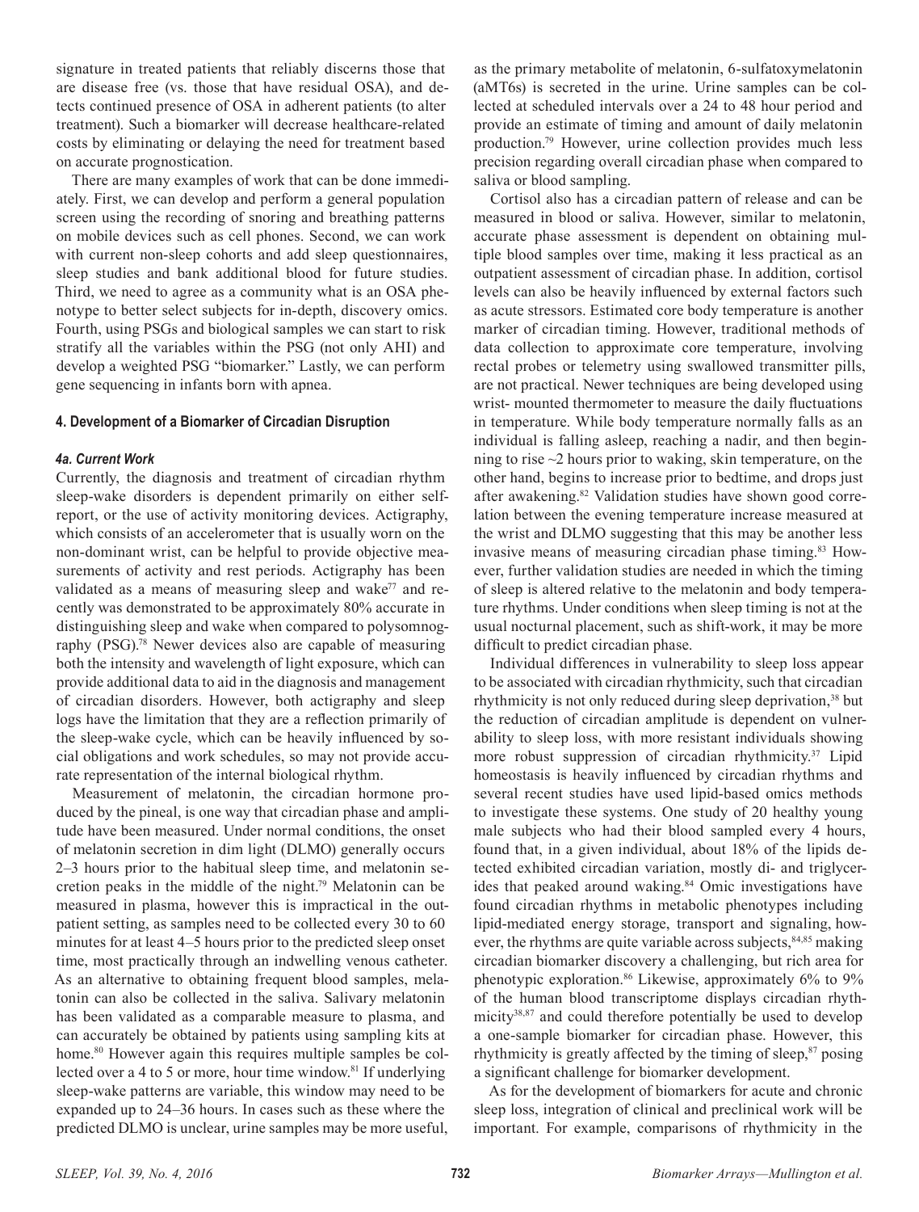signature in treated patients that reliably discerns those that are disease free (vs. those that have residual OSA), and detects continued presence of OSA in adherent patients (to alter treatment). Such a biomarker will decrease healthcare-related costs by eliminating or delaying the need for treatment based on accurate prognostication.

There are many examples of work that can be done immediately. First, we can develop and perform a general population screen using the recording of snoring and breathing patterns on mobile devices such as cell phones. Second, we can work with current non-sleep cohorts and add sleep questionnaires, sleep studies and bank additional blood for future studies. Third, we need to agree as a community what is an OSA phenotype to better select subjects for in-depth, discovery omics. Fourth, using PSGs and biological samples we can start to risk stratify all the variables within the PSG (not only AHI) and develop a weighted PSG "biomarker." Lastly, we can perform gene sequencing in infants born with apnea.

## 4. Development of a Biomarker of Circadian Disruption

### *4a. Current Work*

Currently, the diagnosis and treatment of circadian rhythm sleep-wake disorders is dependent primarily on either self-report, or the use of activity monitoring devices. Actigraphy, which consists of an accelerometer that is usually worn on the non-dominant wrist, can be helpful to provide objective measurements of activity and rest periods. Actigraphy has been validated as a means of measuring sleep and wake[77] and recently was demonstrated to be approximately 80% accurate in distinguishing sleep and wake when compared to polysomnography (PSG).[78] Newer devices also are capable of measuring both the intensity and wavelength of light exposure, which can provide additional data to aid in the diagnosis and management of circadian disorders. However, both actigraphy and sleep logs have the limitation that they are a reflection primarily of the sleep-wake cycle, which can be heavily influenced by social obligations and work schedules, so may not provide accurate representation of the internal biological rhythm.

Measurement of melatonin, the circadian hormone produced by the pineal, is one way that circadian phase and amplitude have been measured. Under normal conditions, the onset of melatonin secretion in dim light (DLMO) generally occurs 2–3 hours prior to the habitual sleep time, and melatonin secretion peaks in the middle of the night.[79] Melatonin can be measured in plasma, however this is impractical in the outpatient setting, as samples need to be collected every 30 to 60 minutes for at least 4–5 hours prior to the predicted sleep onset time, most practically through an indwelling venous catheter. As an alternative to obtaining frequent blood samples, melatonin can also be collected in the saliva. Salivary melatonin has been validated as a comparable measure to plasma, and can accurately be obtained by patients using sampling kits at home.[80] However again this requires multiple samples be collected over a 4 to 5 or more, hour time window.[81] If underlying sleep-wake patterns are variable, this window may need to be expanded up to 24–36 hours. In cases such as these where the predicted DLMO is unclear, urine samples may be more useful, as the primary metabolite of melatonin, 6-sulfatoxymelatonin (aMT6s) is secreted in the urine. Urine samples can be collected at scheduled intervals over a 24 to 48 hour period and provide an estimate of timing and amount of daily melatonin production.[79] However, urine collection provides much less precision regarding overall circadian phase when compared to saliva or blood sampling.

Cortisol also has a circadian pattern of release and can be measured in blood or saliva. However, similar to melatonin, accurate phase assessment is dependent on obtaining multiple blood samples over time, making it less practical as an outpatient assessment of circadian phase. In addition, cortisol levels can also be heavily influenced by external factors such as acute stressors. Estimated core body temperature is another marker of circadian timing. However, traditional methods of data collection to approximate core temperature, involving rectal probes or telemetry using swallowed transmitter pills, are not practical. Newer techniques are being developed using wrist- mounted thermometer to measure the daily fluctuations in temperature. While body temperature normally falls as an individual is falling asleep, reaching a nadir, and then beginning to rise ~2 hours prior to waking, skin temperature, on the other hand, begins to increase prior to bedtime, and drops just after awakening.[82] Validation studies have shown good correlation between the evening temperature increase measured at the wrist and DLMO suggesting that this may be another less invasive means of measuring circadian phase timing.[83] However, further validation studies are needed in which the timing of sleep is altered relative to the melatonin and body temperature rhythms. Under conditions when sleep timing is not at the usual nocturnal placement, such as shift-work, it may be more difficult to predict circadian phase.

Individual differences in vulnerability to sleep loss appear to be associated with circadian rhythmicity, such that circadian rhythmicity is not only reduced during sleep deprivation,[38] but the reduction of circadian amplitude is dependent on vulnerability to sleep loss, with more resistant individuals showing more robust suppression of circadian rhythmicity.[37] Lipid homeostasis is heavily influenced by circadian rhythms and several recent studies have used lipid-based omics methods to investigate these systems. One study of 20 healthy young male subjects who had their blood sampled every 4 hours, found that, in a given individual, about 18% of the lipids detected exhibited circadian variation, mostly di- and triglycerides that peaked around waking.[84] Omic investigations have found circadian rhythms in metabolic phenotypes including lipid-mediated energy storage, transport and signaling, however, the rhythms are quite variable across subjects,[84,85] making circadian biomarker discovery a challenging, but rich area for phenotypic exploration.[86] Likewise, approximately 6% to 9% of the human blood transcriptome displays circadian rhythmicity[38,87] and could therefore potentially be used to develop a one-sample biomarker for circadian phase. However, this rhythmicity is greatly affected by the timing of sleep,[87] posing a significant challenge for biomarker development.

As for the development of biomarkers for acute and chronic sleep loss, integration of clinical and preclinical work will be important. For example, comparisons of rhythmicity in the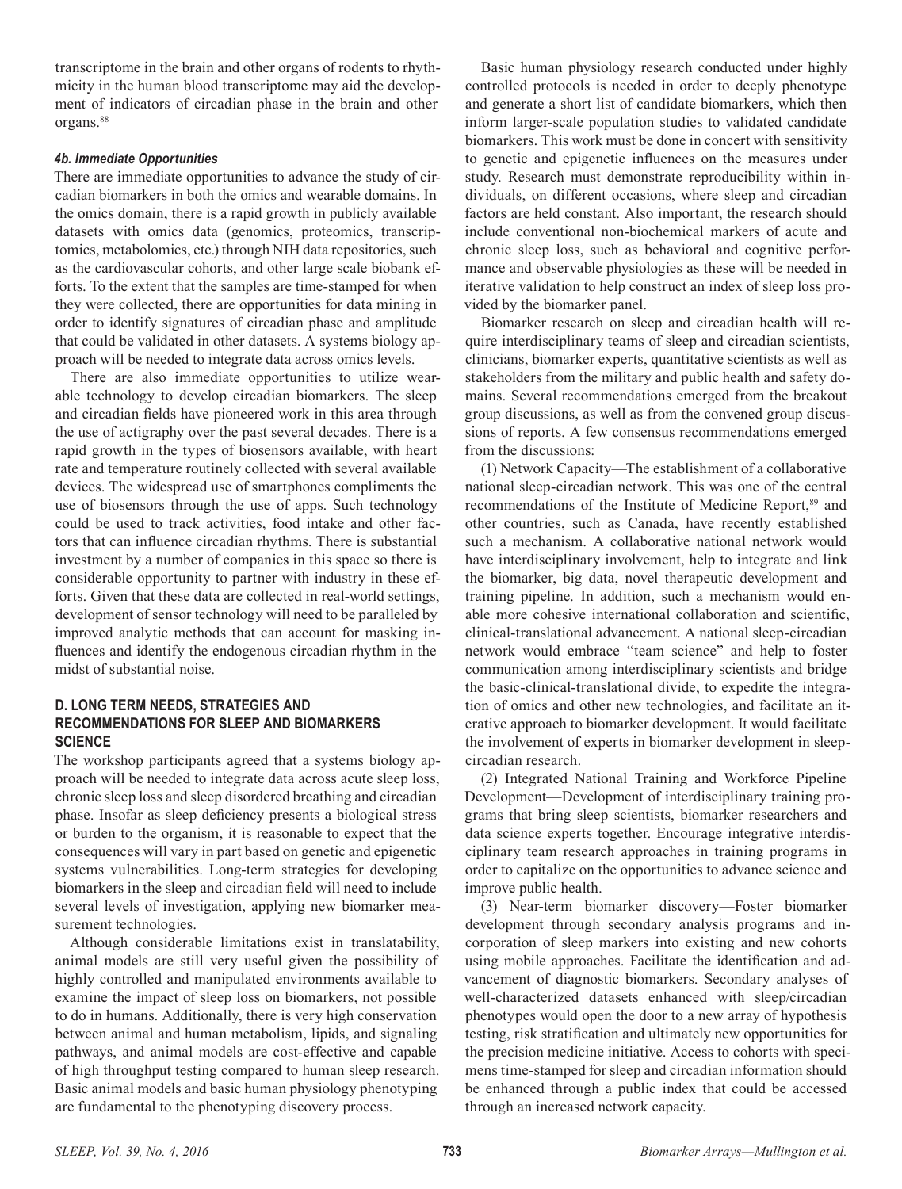transcriptome in the brain and other organs of rodents to rhythmicity in the human blood transcriptome may aid the development of indicators of circadian phase in the brain and other organs.[88]

#### *4b. Immediate Opportunities*

There are immediate opportunities to advance the study of circadian biomarkers in both the omics and wearable domains. In the omics domain, there is a rapid growth in publicly available datasets with omics data (genomics, proteomics, transcriptomics, metabolomics, etc.) through NIH data repositories, such as the cardiovascular cohorts, and other large scale biobank efforts. To the extent that the samples are time-stamped for when they were collected, there are opportunities for data mining in order to identify signatures of circadian phase and amplitude that could be validated in other datasets. A systems biology approach will be needed to integrate data across omics levels.

There are also immediate opportunities to utilize wearable technology to develop circadian biomarkers. The sleep and circadian fields have pioneered work in this area through the use of actigraphy over the past several decades. There is a rapid growth in the types of biosensors available, with heart rate and temperature routinely collected with several available devices. The widespread use of smartphones compliments the use of biosensors through the use of apps. Such technology could be used to track activities, food intake and other factors that can influence circadian rhythms. There is substantial investment by a number of companies in this space so there is considerable opportunity to partner with industry in these efforts. Given that these data are collected in real-world settings, development of sensor technology will need to be paralleled by improved analytic methods that can account for masking influences and identify the endogenous circadian rhythm in the midst of substantial noise.

### D. LONG TERM NEEDS, STRATEGIES AND RECOMMENDATIONS FOR SLEEP AND BIOMARKERS SCIENCE

The workshop participants agreed that a systems biology approach will be needed to integrate data across acute sleep loss, chronic sleep loss and sleep disordered breathing and circadian phase. Insofar as sleep deficiency presents a biological stress or burden to the organism, it is reasonable to expect that the consequences will vary in part based on genetic and epigenetic systems vulnerabilities. Long-term strategies for developing biomarkers in the sleep and circadian field will need to include several levels of investigation, applying new biomarker measurement technologies.

Although considerable limitations exist in translatability, animal models are still very useful given the possibility of highly controlled and manipulated environments available to examine the impact of sleep loss on biomarkers, not possible to do in humans. Additionally, there is very high conservation between animal and human metabolism, lipids, and signaling pathways, and animal models are cost-effective and capable of high throughput testing compared to human sleep research. Basic animal models and basic human physiology phenotyping are fundamental to the phenotyping discovery process.

Basic human physiology research conducted under highly controlled protocols is needed in order to deeply phenotype and generate a short list of candidate biomarkers, which then inform larger-scale population studies to validated candidate biomarkers. This work must be done in concert with sensitivity to genetic and epigenetic influences on the measures under study. Research must demonstrate reproducibility within individuals, on different occasions, where sleep and circadian factors are held constant. Also important, the research should include conventional non-biochemical markers of acute and chronic sleep loss, such as behavioral and cognitive performance and observable physiologies as these will be needed in iterative validation to help construct an index of sleep loss provided by the biomarker panel.

Biomarker research on sleep and circadian health will require interdisciplinary teams of sleep and circadian scientists, clinicians, biomarker experts, quantitative scientists as well as stakeholders from the military and public health and safety domains. Several recommendations emerged from the breakout group discussions, as well as from the convened group discussions of reports. A few consensus recommendations emerged from the discussions:

(1) Network Capacity—The establishment of a collaborative national sleep-circadian network. This was one of the central recommendations of the Institute of Medicine Report,[89] and other countries, such as Canada, have recently established such a mechanism. A collaborative national network would have interdisciplinary involvement, help to integrate and link the biomarker, big data, novel therapeutic development and training pipeline. In addition, such a mechanism would enable more cohesive international collaboration and scientific, clinical-translational advancement. A national sleep-circadian network would embrace "team science" and help to foster communication among interdisciplinary scientists and bridge the basic-clinical-translational divide, to expedite the integration of omics and other new technologies, and facilitate an iterative approach to biomarker development. It would facilitate the involvement of experts in biomarker development in sleep-circadian research.

(2) Integrated National Training and Workforce Pipeline Development—Development of interdisciplinary training programs that bring sleep scientists, biomarker researchers and data science experts together. Encourage integrative interdisciplinary team research approaches in training programs in order to capitalize on the opportunities to advance science and improve public health.

(3) Near-term biomarker discovery—Foster biomarker development through secondary analysis programs and incorporation of sleep markers into existing and new cohorts using mobile approaches. Facilitate the identification and advancement of diagnostic biomarkers. Secondary analyses of well-characterized datasets enhanced with sleep/circadian phenotypes would open the door to a new array of hypothesis testing, risk stratification and ultimately new opportunities for the precision medicine initiative. Access to cohorts with specimens time-stamped for sleep and circadian information should be enhanced through a public index that could be accessed through an increased network capacity.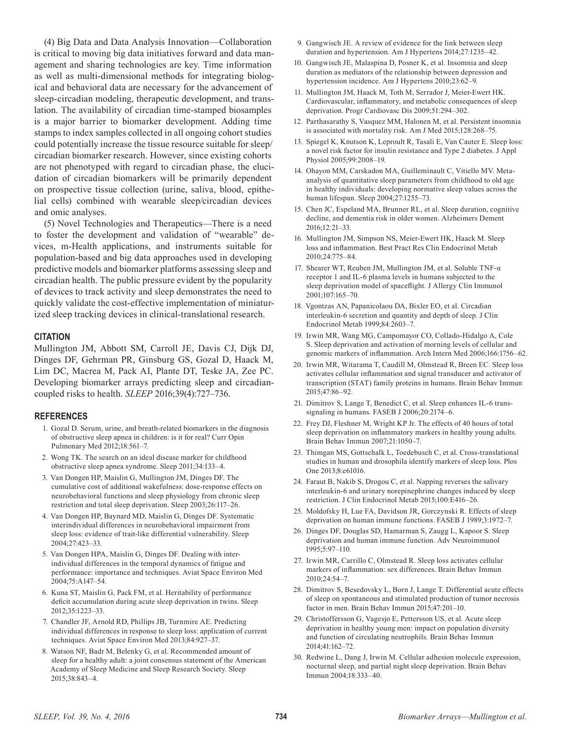(4) Big Data and Data Analysis Innovation—Collaboration is critical to moving big data initiatives forward and data management and sharing technologies are key. Time information as well as multi-dimensional methods for integrating biological and behavioral data are necessary for the advancement of sleep-circadian modeling, therapeutic development, and translation. The availability of circadian time-stamped biosamples is a major barrier to biomarker development. Adding time stamps to index samples collected in all ongoing cohort studies could potentially increase the tissue resource suitable for sleep/circadian biomarker research. However, since existing cohorts are not phenotyped with regard to circadian phase, the elucidation of circadian biomarkers will be primarily dependent on prospective tissue collection (urine, saliva, blood, epithelial cells) combined with wearable sleep/circadian devices and omic analyses.

(5) Novel Technologies and Therapeutics—There is a need to foster the development and validation of "wearable" devices, m-Health applications, and instruments suitable for population-based and big data approaches used in developing predictive models and biomarker platforms assessing sleep and circadian health. The public pressure evident by the popularity of devices to track activity and sleep demonstrates the need to quickly validate the cost-effective implementation of miniaturized sleep tracking devices in clinical-translational research.

## CITATION

Mullington JM, Abbott SM, Carroll JE, Davis CJ, Dijk DJ, Dinges DF, Gehrman PR, Ginsburg GS, Gozal D, Haack M, Lim DC, Macrea M, Pack AI, Plante DT, Teske JA, Zee PC. Developing biomarker arrays predicting sleep and circadian-coupled risks to health. *SLEEP* 2016;39(4):727–736.

## REFERENCES

1. Gozal D. Serum, urine, and breath-related biomarkers in the diagnosis of obstructive sleep apnea in children: is it for real? Curr Opin Pulmonary Med 2012;18:561–7.
2. Wong TK. The search on an ideal disease marker for childhood obstructive sleep apnea syndrome. Sleep 2011;34:133–4.
3. Van Dongen HP, Maislin G, Mullington JM, Dinges DF. The cumulative cost of additional wakefulness: dose-response effects on neurobehavioral functions and sleep physiology from chronic sleep restriction and total sleep deprivation. Sleep 2003;26:117–26.
4. Van Dongen HP, Baynard MD, Maislin G, Dinges DF. Systematic interindividual differences in neurobehavioral impairment from sleep loss: evidence of trait-like differential vulnerability. Sleep 2004;27:423–33.
5. Van Dongen HPA, Maislin G, Dinges DF. Dealing with inter-individual differences in the temporal dynamics of fatigue and performance: importance and techniques. Aviat Space Environ Med 2004;75:A147–54.
6. Kuna ST, Maislin G, Pack FM, et al. Heritability of performance deficit accumulation during acute sleep deprivation in twins. Sleep 2012;35:1223–33.
7. Chandler JF, Arnold RD, Phillips JB, Turnmire AE. Predicting individual differences in response to sleep loss: application of current techniques. Aviat Space Environ Med 2013;84:927–37.
8. Watson NF, Badr M, Belenky G, et al. Recommended amount of sleep for a healthy adult: a joint consensus statement of the American Academy of Sleep Medicine and Sleep Research Society. Sleep 2015;38:843–4.
9. Gangwisch JE. A review of evidence for the link between sleep duration and hypertension. Am J Hypertens 2014;27:1235–42.
10. Gangwisch JE, Malaspina D, Posner K, et al. Insomnia and sleep duration as mediators of the relationship between depression and hypertension incidence. Am J Hypertens 2010;23:62–9.
11. Mullington JM, Haack M, Toth M, Serrador J, Meier-Ewert HK. Cardiovascular, inflammatory, and metabolic consequences of sleep deprivation. Progr Cardiovasc Dis 2009;51:294–302.
12. Parthasarathy S, Vasquez MM, Halonen M, et al. Persistent insomnia is associated with mortality risk. Am J Med 2015;128:268–75.
13. Spiegel K, Knutson K, Leproult R, Tasali E, Van Cauter E. Sleep loss: a novel risk factor for insulin resistance and Type 2 diabetes. J Appl Physiol 2005;99:2008–19.
14. Ohayon MM, Carskadon MA, Guilleminault C, Vitiello MV. Meta-analysis of quantitative sleep parameters from childhood to old age in healthy individuals: developing normative sleep values across the human lifespan. Sleep 2004;27:1255–73.
15. Chen JC, Espeland MA, Brunner RL, et al. Sleep duration, cognitive decline, and dementia risk in older women. Alzheimers Dement 2016;12:21–33.
16. Mullington JM, Simpson NS, Meier-Ewert HK, Haack M. Sleep loss and inflammation. Best Pract Res Clin Endocrinol Metab 2010;24:775–84.
17. Shearer WT, Reuben JM, Mullington JM, et al. Soluble TNF-α receptor 1 and IL-6 plasma levels in humans subjected to the sleep deprivation model of spaceflight. J Allergy Clin Immunol 2001;107:165–70.
18. Vgontzas AN, Papanicolaou DA, Bixler EO, et al. Circadian interleukin-6 secretion and quantity and depth of sleep. J Clin Endocrinol Metab 1999;84:2603–7.
19. Irwin MR, Wang MG, Campomayor CO, Collado-Hidalgo A, Cole S. Sleep deprivation and activation of morning levels of cellular and genomic markers of inflammation. Arch Intern Med 2006;166:1756–62.
20. Irwin MR, Witarama T, Caudill M, Olmstead R, Breen EC. Sleep loss activates cellular inflammation and signal transducer and activator of transcription (STAT) family proteins in humans. Brain Behav Immun 2015;47:86–92.
21. Dimitrov S, Lange T, Benedict C, et al. Sleep enhances IL-6 trans-signaling in humans. FASEB J 2006;20:2174–6.
22. Frey DJ, Fleshner M, Wright KP Jr. The effects of 40 hours of total sleep deprivation on inflammatory markers in healthy young adults. Brain Behav Immun 2007;21:1050–7.
23. Thimgan MS, Gottschalk L, Toedebusch C, et al. Cross-translational studies in human and drosophila identify markers of sleep loss. Plos One 2013;8:e61016.
24. Faraut B, Nakib S, Drogou C, et al. Napping reverses the salivary interleukin-6 and urinary norepinephrine changes induced by sleep restriction. J Clin Endocrinol Metab 2015;100:E416–26.
25. Moldofsky H, Lue FA, Davidson JR, Gorczynski R. Effects of sleep deprivation on human immune functions. FASEB J 1989;3:1972–7.
26. Dinges DF, Douglas SD, Hamarman S, Zaugg L, Kapoor S. Sleep deprivation and human immune function. Adv Neuroimmunol 1995;5:97–110.
27. Irwin MR, Carrillo C, Olmstead R. Sleep loss activates cellular markers of inflammation: sex differences. Brain Behav Immun 2010;24:54–7.
28. Dimitrov S, Besedovsky L, Born J, Lange T. Differential acute effects of sleep on spontaneous and stimulated production of tumor necrosis factor in men. Brain Behav Immun 2015;47:201–10.
29. Christoffersson G, Vagesjo E, Pettersson US, et al. Acute sleep deprivation in healthy young men: impact on population diversity and function of circulating neutrophils. Brain Behav Immun 2014;41:162–72.
30. Redwine L, Dang J, Irwin M. Cellular adhesion molecule expression, nocturnal sleep, and partial night sleep deprivation. Brain Behav Immun 2004;18:333–40.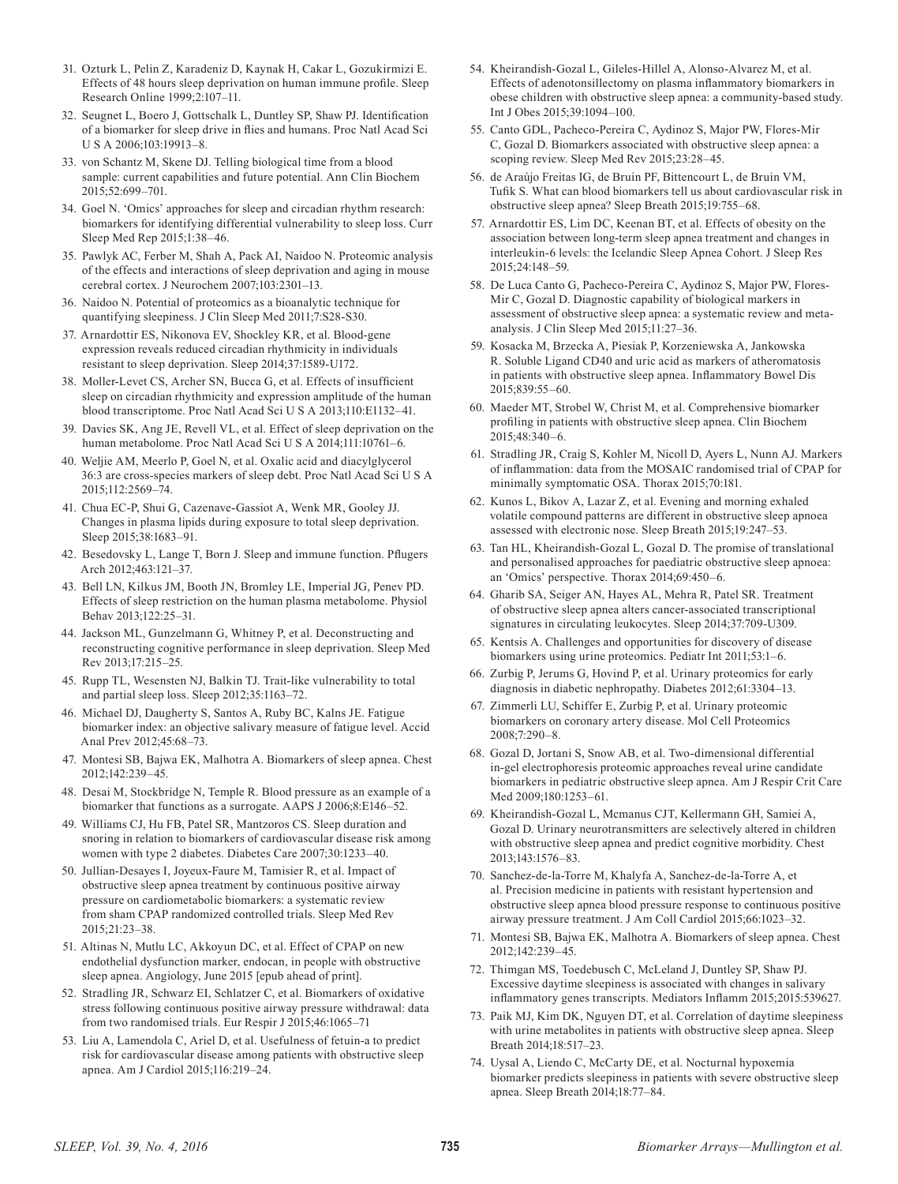31. Ozturk L, Pelin Z, Karadeniz D, Kaynak H, Cakar L, Gozukirmizi E. Effects of 48 hours sleep deprivation on human immune profile. Sleep Research Online 1999;2:107–11.
32. Seugnet L, Boero J, Gottschalk L, Duntley SP, Shaw PJ. Identification of a biomarker for sleep drive in flies and humans. Proc Natl Acad Sci U S A 2006;103:19913–8.
33. von Schantz M, Skene DJ. Telling biological time from a blood sample: current capabilities and future potential. Ann Clin Biochem 2015;52:699–701.
34. Goel N. 'Omics' approaches for sleep and circadian rhythm research: biomarkers for identifying differential vulnerability to sleep loss. Curr Sleep Med Rep 2015;1:38–46.
35. Pawlyk AC, Ferber M, Shah A, Pack AI, Naidoo N. Proteomic analysis of the effects and interactions of sleep deprivation and aging in mouse cerebral cortex. J Neurochem 2007;103:2301–13.
36. Naidoo N. Potential of proteomics as a bioanalytic technique for quantifying sleepiness. J Clin Sleep Med 2011;7:S28-S30.
37. Arnardottir ES, Nikonova EV, Shockley KR, et al. Blood-gene expression reveals reduced circadian rhythmicity in individuals resistant to sleep deprivation. Sleep 2014;37:1589-U172.
38. Moller-Levet CS, Archer SN, Bucca G, et al. Effects of insufficient sleep on circadian rhythmicity and expression amplitude of the human blood transcriptome. Proc Natl Acad Sci U S A 2013;110:E1132–41.
39. Davies SK, Ang JE, Revell VL, et al. Effect of sleep deprivation on the human metabolome. Proc Natl Acad Sci U S A 2014;111:10761–6.
40. Weljie AM, Meerlo P, Goel N, et al. Oxalic acid and diacylglycerol 36:3 are cross-species markers of sleep debt. Proc Natl Acad Sci U S A 2015;112:2569–74.
41. Chua EC-P, Shui G, Cazenave-Gassiot A, Wenk MR, Gooley JJ. Changes in plasma lipids during exposure to total sleep deprivation. Sleep 2015;38:1683–91.
42. Besedovsky L, Lange T, Born J. Sleep and immune function. Pflugers Arch 2012;463:121–37.
43. Bell LN, Kilkus JM, Booth JN, Bromley LE, Imperial JG, Penev PD. Effects of sleep restriction on the human plasma metabolome. Physiol Behav 2013;122:25–31.
44. Jackson ML, Gunzelmann G, Whitney P, et al. Deconstructing and reconstructing cognitive performance in sleep deprivation. Sleep Med Rev 2013;17:215–25.
45. Rupp TL, Wesensten NJ, Balkin TJ. Trait-like vulnerability to total and partial sleep loss. Sleep 2012;35:1163–72.
46. Michael DJ, Daugherty S, Santos A, Ruby BC, Kalns JE. Fatigue biomarker index: an objective salivary measure of fatigue level. Accid Anal Prev 2012;45:68–73.
47. Montesi SB, Bajwa EK, Malhotra A. Biomarkers of sleep apnea. Chest 2012;142:239–45.
48. Desai M, Stockbridge N, Temple R. Blood pressure as an example of a biomarker that functions as a surrogate. AAPS J 2006;8:E146–52.
49. Williams CJ, Hu FB, Patel SR, Mantzoros CS. Sleep duration and snoring in relation to biomarkers of cardiovascular disease risk among women with type 2 diabetes. Diabetes Care 2007;30:1233–40.
50. Jullian-Desayes I, Joyeux-Faure M, Tamisier R, et al. Impact of obstructive sleep apnea treatment by continuous positive airway pressure on cardiometabolic biomarkers: a systematic review from sham CPAP randomized controlled trials. Sleep Med Rev 2015;21:23–38.
51. Altinas N, Mutlu LC, Akkoyun DC, et al. Effect of CPAP on new endothelial dysfunction marker, endocan, in people with obstructive sleep apnea. Angiology, June 2015 [epub ahead of print].
52. Stradling JR, Schwarz EI, Schlatzer C, et al. Biomarkers of oxidative stress following continuous positive airway pressure withdrawal: data from two randomised trials. Eur Respir J 2015;46:1065–71
53. Liu A, Lamendola C, Ariel D, et al. Usefulness of fetuin-a to predict risk for cardiovascular disease among patients with obstructive sleep apnea. Am J Cardiol 2015;116:219–24.
54. Kheirandish-Gozal L, Gileles-Hillel A, Alonso-Alvarez M, et al. Effects of adenotonsillectomy on plasma inflammatory biomarkers in obese children with obstructive sleep apnea: a community-based study. Int J Obes 2015;39:1094–100.
55. Canto GDL, Pacheco-Pereira C, Aydinoz S, Major PW, Flores-Mir C, Gozal D. Biomarkers associated with obstructive sleep apnea: a scoping review. Sleep Med Rev 2015;23:28–45.
56. de Araújo Freitas IG, de Bruin PF, Bittencourt L, de Bruin VM, Tufik S. What can blood biomarkers tell us about cardiovascular risk in obstructive sleep apnea? Sleep Breath 2015;19:755–68.
57. Arnardottir ES, Lim DC, Keenan BT, et al. Effects of obesity on the association between long-term sleep apnea treatment and changes in interleukin-6 levels: the Icelandic Sleep Apnea Cohort. J Sleep Res 2015;24:148–59.
58. De Luca Canto G, Pacheco-Pereira C, Aydinoz S, Major PW, Flores-Mir C, Gozal D. Diagnostic capability of biological markers in assessment of obstructive sleep apnea: a systematic review and meta-analysis. J Clin Sleep Med 2015;11:27–36.
59. Kosacka M, Brzecka A, Piesiak P, Korzeniewska A, Jankowska R. Soluble Ligand CD40 and uric acid as markers of atheromatosis in patients with obstructive sleep apnea. Inflammatory Bowel Dis 2015;839:55–60.
60. Maeder MT, Strobel W, Christ M, et al. Comprehensive biomarker profiling in patients with obstructive sleep apnea. Clin Biochem 2015;48:340–6.
61. Stradling JR, Craig S, Kohler M, Nicoll D, Ayers L, Nunn AJ. Markers of inflammation: data from the MOSAIC randomised trial of CPAP for minimally symptomatic OSA. Thorax 2015;70:181.
62. Kunos L, Bikov A, Lazar Z, et al. Evening and morning exhaled volatile compound patterns are different in obstructive sleep apnoea assessed with electronic nose. Sleep Breath 2015;19:247–53.
63. Tan HL, Kheirandish-Gozal L, Gozal D. The promise of translational and personalised approaches for paediatric obstructive sleep apnoea: an 'Omics' perspective. Thorax 2014;69:450–6.
64. Gharib SA, Seiger AN, Hayes AL, Mehra R, Patel SR. Treatment of obstructive sleep apnea alters cancer-associated transcriptional signatures in circulating leukocytes. Sleep 2014;37:709-U309.
65. Kentsis A. Challenges and opportunities for discovery of disease biomarkers using urine proteomics. Pediatr Int 2011;53:1–6.
66. Zurbig P, Jerums G, Hovind P, et al. Urinary proteomics for early diagnosis in diabetic nephropathy. Diabetes 2012;61:3304–13.
67. Zimmerli LU, Schiffer E, Zurbig P, et al. Urinary proteomic biomarkers on coronary artery disease. Mol Cell Proteomics 2008;7:290–8.
68. Gozal D, Jortani S, Snow AB, et al. Two-dimensional differential in-gel electrophoresis proteomic approaches reveal urine candidate biomarkers in pediatric obstructive sleep apnea. Am J Respir Crit Care Med 2009;180:1253–61.
69. Kheirandish-Gozal L, Mcmanus CJT, Kellermann GH, Samiei A, Gozal D. Urinary neurotransmitters are selectively altered in children with obstructive sleep apnea and predict cognitive morbidity. Chest 2013;143:1576–83.
70. Sanchez-de-la-Torre M, Khalyfa A, Sanchez-de-la-Torre A, et al. Precision medicine in patients with resistant hypertension and obstructive sleep apnea blood pressure response to continuous positive airway pressure treatment. J Am Coll Cardiol 2015;66:1023–32.
71. Montesi SB, Bajwa EK, Malhotra A. Biomarkers of sleep apnea. Chest 2012;142:239–45.
72. Thimgan MS, Toedebusch C, McLeland J, Duntley SP, Shaw PJ. Excessive daytime sleepiness is associated with changes in salivary inflammatory genes transcripts. Mediators Inflamm 2015;2015:539627.
73. Paik MJ, Kim DK, Nguyen DT, et al. Correlation of daytime sleepiness with urine metabolites in patients with obstructive sleep apnea. Sleep Breath 2014;18:517–23.
74. Uysal A, Liendo C, McCarty DE, et al. Nocturnal hypoxemia biomarker predicts sleepiness in patients with severe obstructive sleep apnea. Sleep Breath 2014;18:77–84.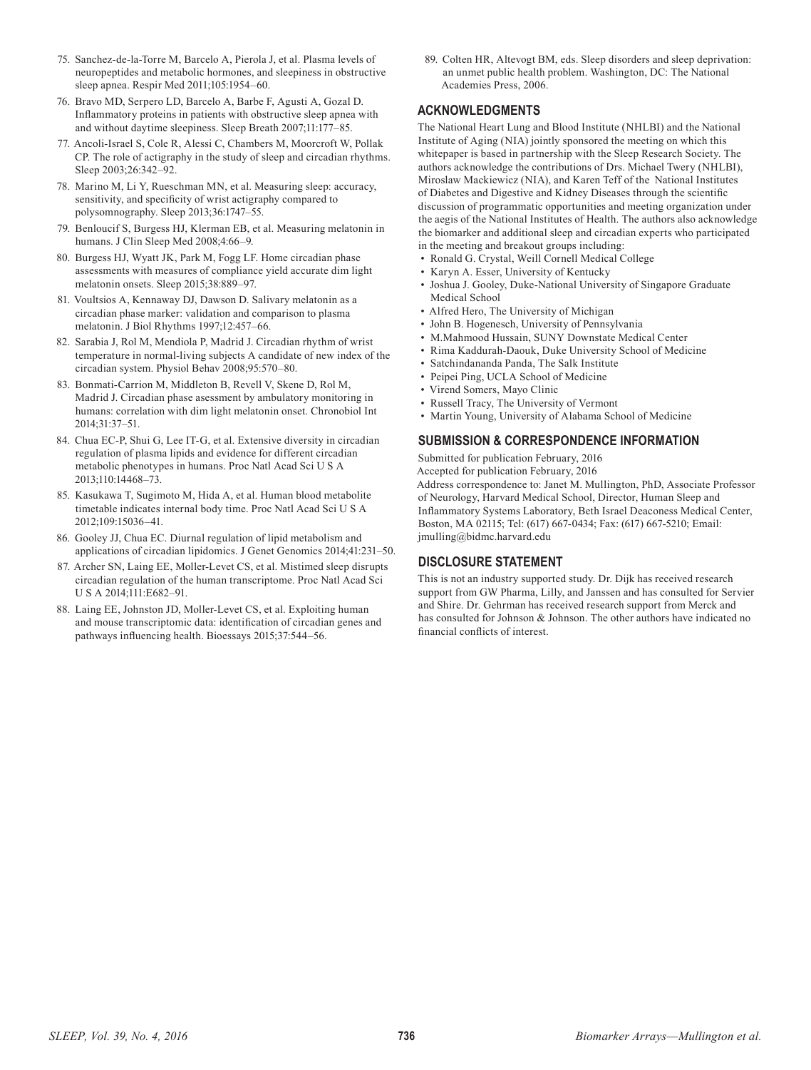75. Sanchez-de-la-Torre M, Barcelo A, Pierola J, et al. Plasma levels of neuropeptides and metabolic hormones, and sleepiness in obstructive sleep apnea. Respir Med 2011;105:1954–60.
76. Bravo MD, Serpero LD, Barcelo A, Barbe F, Agusti A, Gozal D. Inflammatory proteins in patients with obstructive sleep apnea with and without daytime sleepiness. Sleep Breath 2007;11:177–85.
77. Ancoli-Israel S, Cole R, Alessi C, Chambers M, Moorcroft W, Pollak CP. The role of actigraphy in the study of sleep and circadian rhythms. Sleep 2003;26:342–92.
78. Marino M, Li Y, Rueschman MN, et al. Measuring sleep: accuracy, sensitivity, and specificity of wrist actigraphy compared to polysomnography. Sleep 2013;36:1747–55.
79. Benloucif S, Burgess HJ, Klerman EB, et al. Measuring melatonin in humans. J Clin Sleep Med 2008;4:66–9.
80. Burgess HJ, Wyatt JK, Park M, Fogg LF. Home circadian phase assessments with measures of compliance yield accurate dim light melatonin onsets. Sleep 2015;38:889–97.
81. Voultsios A, Kennaway DJ, Dawson D. Salivary melatonin as a circadian phase marker: validation and comparison to plasma melatonin. J Biol Rhythms 1997;12:457–66.
82. Sarabia J, Rol M, Mendiola P, Madrid J. Circadian rhythm of wrist temperature in normal-living subjects A candidate of new index of the circadian system. Physiol Behav 2008;95:570–80.
83. Bonmati-Carrion M, Middleton B, Revell V, Skene D, Rol M, Madrid J. Circadian phase asessment by ambulatory monitoring in humans: correlation with dim light melatonin onset. Chronobiol Int 2014;31:37–51.
84. Chua EC-P, Shui G, Lee IT-G, et al. Extensive diversity in circadian regulation of plasma lipids and evidence for different circadian metabolic phenotypes in humans. Proc Natl Acad Sci U S A 2013;110:14468–73.
85. Kasukawa T, Sugimoto M, Hida A, et al. Human blood metabolite timetable indicates internal body time. Proc Natl Acad Sci U S A 2012;109:15036–41.
86. Gooley JJ, Chua EC. Diurnal regulation of lipid metabolism and applications of circadian lipidomics. J Genet Genomics 2014;41:231–50.
87. Archer SN, Laing EE, Moller-Levet CS, et al. Mistimed sleep disrupts circadian regulation of the human transcriptome. Proc Natl Acad Sci U S A 2014;111:E682–91.
88. Laing EE, Johnston JD, Moller-Levet CS, et al. Exploiting human and mouse transcriptomic data: identification of circadian genes and pathways influencing health. Bioessays 2015;37:544–56.
89. Colten HR, Altevogt BM, eds. Sleep disorders and sleep deprivation: an unmet public health problem. Washington, DC: The National Academies Press, 2006.

## ACKNOWLEDGMENTS

The National Heart Lung and Blood Institute (NHLBI) and the National Institute of Aging (NIA) jointly sponsored the meeting on which this whitepaper is based in partnership with the Sleep Research Society. The authors acknowledge the contributions of Drs. Michael Twery (NHLBI), Miroslaw Mackiewicz (NIA), and Karen Teff of the National Institutes of Diabetes and Digestive and Kidney Diseases through the scientific discussion of programmatic opportunities and meeting organization under the aegis of the National Institutes of Health. The authors also acknowledge the biomarker and additional sleep and circadian experts who participated in the meeting and breakout groups including:

- Ronald G. Crystal, Weill Cornell Medical College
- Karyn A. Esser, University of Kentucky
- Joshua J. Gooley, Duke-National University of Singapore Graduate Medical School
- Alfred Hero, The University of Michigan
- John B. Hogenesch, University of Pennsylvania
- M.Mahmood Hussain, SUNY Downstate Medical Center
- Rima Kaddurah-Daouk, Duke University School of Medicine
- Satchindananda Panda, The Salk Institute
- Peipei Ping, UCLA School of Medicine
- Virend Somers, Mayo Clinic
- Russell Tracy, The University of Vermont
- Martin Young, University of Alabama School of Medicine

## SUBMISSION & CORRESPONDENCE INFORMATION

Submitted for publication February, 2016
Accepted for publication February, 2016
Address correspondence to: Janet M. Mullington, PhD, Associate Professor of Neurology, Harvard Medical School, Director, Human Sleep and Inflammatory Systems Laboratory, Beth Israel Deaconess Medical Center, Boston, MA 02115; Tel: (617) 667-0434; Fax: (617) 667-5210; Email: jmulling@bidmc.harvard.edu

## DISCLOSURE STATEMENT

This is not an industry supported study. Dr. Dijk has received research support from GW Pharma, Lilly, and Janssen and has consulted for Servier and Shire. Dr. Gehrman has received research support from Merck and has consulted for Johnson & Johnson. The other authors have indicated no financial conflicts of interest.